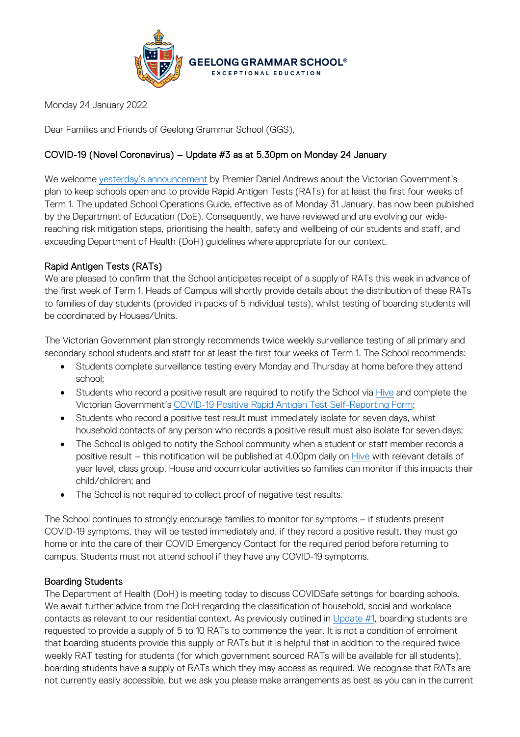GEELONG GRAMMAR SCHOOL®
EXCEPTIONAL EDUCATION

Monday 24 January 2022

Dear Families and Friends of Geelong Grammar School (GGS),

## COVID-19 (Novel Coronavirus) – Update #3 as at 5.30pm on Monday 24 January

We welcome yesterday's announcement by Premier Daniel Andrews about the Victorian Government's plan to keep schools open and to provide Rapid Antigen Tests (RATs) for at least the first four weeks of Term 1. The updated School Operations Guide, effective as of Monday 31 January, has now been published by the Department of Education (DoE). Consequently, we have reviewed and are evolving our wide-reaching risk mitigation steps, prioritising the health, safety and wellbeing of our students and staff, and exceeding Department of Health (DoH) guidelines where appropriate for our context.

### Rapid Antigen Tests (RATs)

We are pleased to confirm that the School anticipates receipt of a supply of RATs this week in advance of the first week of Term 1. Heads of Campus will shortly provide details about the distribution of these RATs to families of day students (provided in packs of 5 individual tests), whilst testing of boarding students will be coordinated by Houses/Units.

The Victorian Government plan strongly recommends twice weekly surveillance testing of all primary and secondary school students and staff for at least the first four weeks of Term 1. The School recommends:

- Students complete surveillance testing every Monday and Thursday at home before they attend school;
- Students who record a positive result are required to notify the School via Hive and complete the Victorian Government's COVID-19 Positive Rapid Antigen Test Self-Reporting Form;
- Students who record a positive test result must immediately isolate for seven days, whilst household contacts of any person who records a positive result must also isolate for seven days;
- The School is obliged to notify the School community when a student or staff member records a positive result – this notification will be published at 4.00pm daily on Hive with relevant details of year level, class group, House and cocurricular activities so families can monitor if this impacts their child/children; and
- The School is not required to collect proof of negative test results.

The School continues to strongly encourage families to monitor for symptoms – if students present COVID-19 symptoms, they will be tested immediately and, if they record a positive result, they must go home or into the care of their COVID Emergency Contact for the required period before returning to campus. Students must not attend school if they have any COVID-19 symptoms.

### Boarding Students

The Department of Health (DoH) is meeting today to discuss COVIDSafe settings for boarding schools. We await further advice from the DoH regarding the classification of household, social and workplace contacts as relevant to our residential context. As previously outlined in Update #1, boarding students are requested to provide a supply of 5 to 10 RATs to commence the year. It is not a condition of enrolment that boarding students provide this supply of RATs but it is helpful that in addition to the required twice weekly RAT testing for students (for which government sourced RATs will be available for all students), boarding students have a supply of RATs which they may access as required. We recognise that RATs are not currently easily accessible, but we ask you please make arrangements as best as you can in the current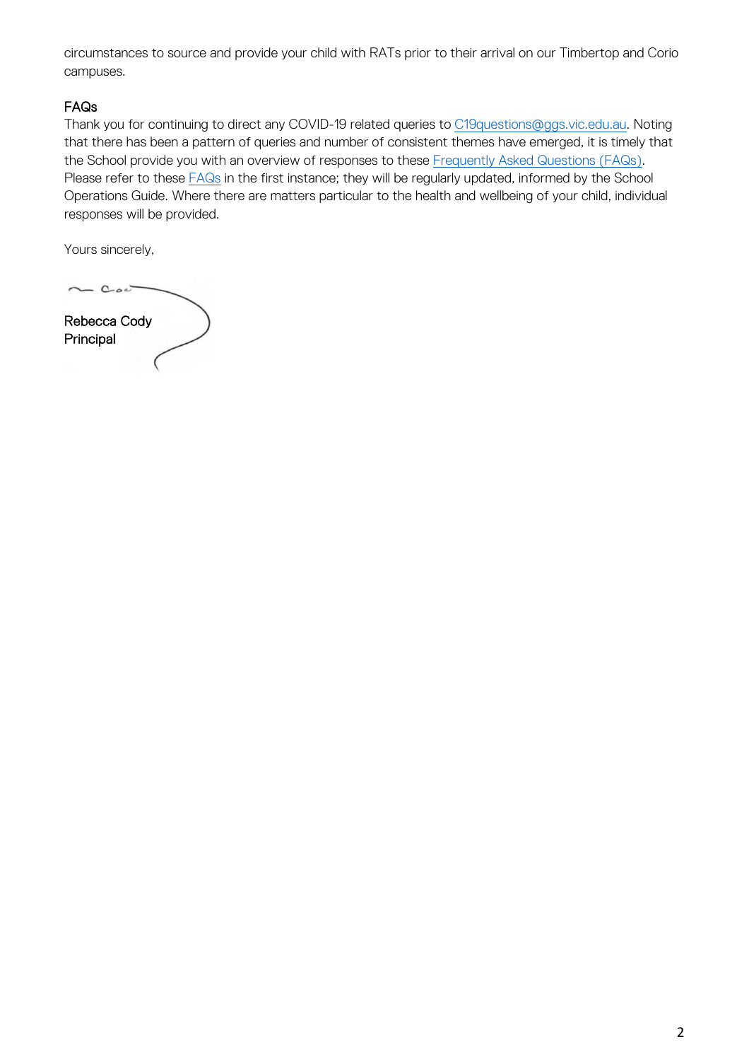circumstances to source and provide your child with RATs prior to their arrival on our Timbertop and Corio campuses.

## FAQs

Thank you for continuing to direct any COVID-19 related queries to C19questions@ggs.vic.edu.au. Noting that there has been a pattern of queries and number of consistent themes have emerged, it is timely that the School provide you with an overview of responses to these Frequently Asked Questions (FAQs). Please refer to these FAQs in the first instance; they will be regularly updated, informed by the School Operations Guide. Where there are matters particular to the health and wellbeing of your child, individual responses will be provided.

Yours sincerely,

Rebecca Cody
Principal